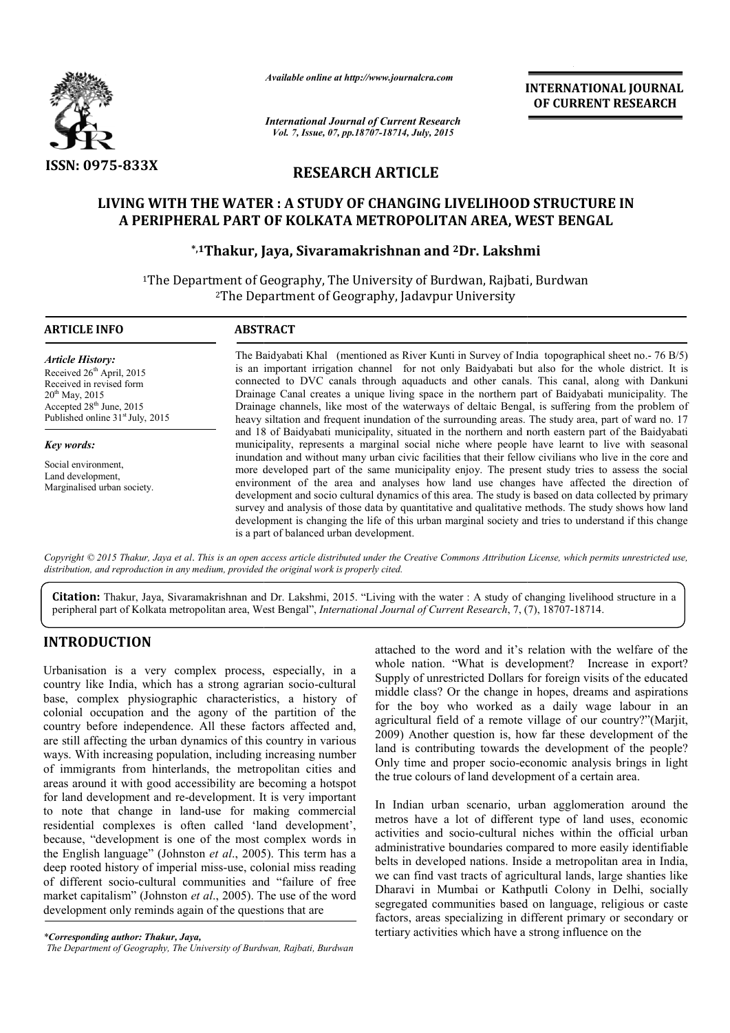ISSN: 0975-833X

*Available online at http://www.journalcra.com*

*International Journal of Current Research*
*Vol. 7, Issue, 07, pp.18707-18714, July, 2015*

**INTERNATIONAL JOURNAL OF CURRENT RESEARCH**

## RESEARCH ARTICLE

# LIVING WITH THE WATER : A STUDY OF CHANGING LIVELIHOOD STRUCTURE IN A PERIPHERAL PART OF KOLKATA METROPOLITAN AREA, WEST BENGAL

**\*,[1]Thakur, Jaya, Sivaramakrishnan and [2]Dr. Lakshmi**

[1]The Department of Geography, The University of Burdwan, Rajbati, Burdwan
[2]The Department of Geography, Jadavpur University

**ARTICLE INFO**

*Article History:*
Received 26th April, 2015
Received in revised form
20th May, 2015
Accepted 28th June, 2015
Published online 31st July, 2015

*Key words:*
Social environment,
Land development,
Marginalised urban society.

**ABSTRACT**

The Baidyabati Khal (mentioned as River Kunti in Survey of India topographical sheet no.- 76 B/5) is an important irrigation channel for not only Baidyabati but also for the whole district. It is connected to DVC canals through aquaducts and other canals. This canal, along with Dankuni Drainage Canal creates a unique living space in the northern part of Baidyabati municipality. The Drainage channels, like most of the waterways of deltaic Bengal, is suffering from the problem of heavy siltation and frequent inundation of the surrounding areas. The study area, part of ward no. 17 and 18 of Baidyabati municipality, situated in the northern and north eastern part of the Baidyabati municipality, represents a marginal social niche where people have learnt to live with seasonal inundation and without many urban civic facilities that their fellow civilians who live in the core and more developed part of the same municipality enjoy. The present study tries to assess the social environment of the area and analyses how land use changes have affected the direction of development and socio cultural dynamics of this area. The study is based on data collected by primary survey and analysis of those data by quantitative and qualitative methods. The study shows how land development is changing the life of this urban marginal society and tries to understand if this change is a part of balanced urban development.

*Copyright © 2015 Thakur, Jaya et al. This is an open access article distributed under the Creative Commons Attribution License, which permits unrestricted use, distribution, and reproduction in any medium, provided the original work is properly cited.*

**Citation:** Thakur, Jaya, Sivaramakrishnan and Dr. Lakshmi, 2015. "Living with the water : A study of changing livelihood structure in a peripheral part of Kolkata metropolitan area, West Bengal", *International Journal of Current Research*, 7, (7), 18707-18714.

## INTRODUCTION

Urbanisation is a very complex process, especially, in a country like India, which has a strong agrarian socio-cultural base, complex physiographic characteristics, a history of colonial occupation and the agony of the partition of the country before independence. All these factors affected and, are still affecting the urban dynamics of this country in various ways. With increasing population, including increasing number of immigrants from hinterlands, the metropolitan cities and areas around it with good accessibility are becoming a hotspot for land development and re-development. It is very important to note that change in land-use for making commercial residential complexes is often called 'land development', because, "development is one of the most complex words in the English language" (Johnston *et al*., 2005). This term has a deep rooted history of imperial miss-use, colonial miss reading of different socio-cultural communities and "failure of free market capitalism" (Johnston *et al*., 2005). The use of the word development only reminds again of the questions that are attached to the word and it's relation with the welfare of the whole nation. "What is development? Increase in export? Supply of unrestricted Dollars for foreign visits of the educated middle class? Or the change in hopes, dreams and aspirations for the boy who worked as a daily wage labour in an agricultural field of a remote village of our country?"(Marjit, 2009) Another question is, how far these development of the land is contributing towards the development of the people? Only time and proper socio-economic analysis brings in light the true colours of land development of a certain area.

In Indian urban scenario, urban agglomeration around the metros have a lot of different type of land uses, economic activities and socio-cultural niches within the official urban administrative boundaries compared to more easily identifiable belts in developed nations. Inside a metropolitan area in India, we can find vast tracts of agricultural lands, large shanties like Dharavi in Mumbai or Kathputli Colony in Delhi, socially segregated communities based on language, religious or caste factors, areas specializing in different primary or secondary or tertiary activities which have a strong influence on the

*\*Corresponding author: Thakur, Jaya,*
*The Department of Geography, The University of Burdwan, Rajbati, Burdwan*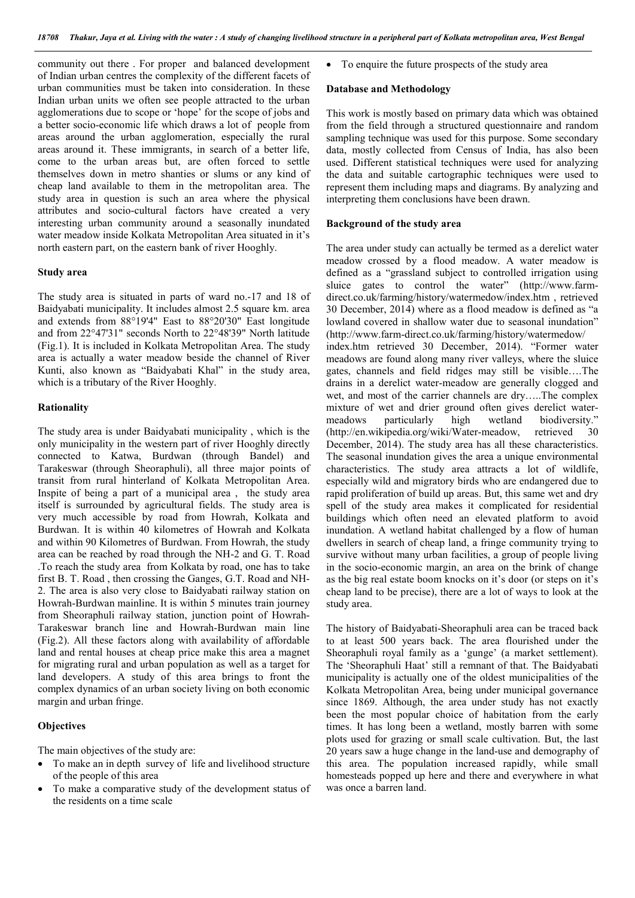community out there . For proper and balanced development of Indian urban centres the complexity of the different facets of urban communities must be taken into consideration. In these Indian urban units we often see people attracted to the urban agglomerations due to scope or 'hope' for the scope of jobs and a better socio-economic life which draws a lot of people from areas around the urban agglomeration, especially the rural areas around it. These immigrants, in search of a better life, come to the urban areas but, are often forced to settle themselves down in metro shanties or slums or any kind of cheap land available to them in the metropolitan area. The study area in question is such an area where the physical attributes and socio-cultural factors have created a very interesting urban community around a seasonally inundated water meadow inside Kolkata Metropolitan Area situated in it's north eastern part, on the eastern bank of river Hooghly.

## Study area

The study area is situated in parts of ward no.-17 and 18 of Baidyabati municipality. It includes almost 2.5 square km. area and extends from 88°19'4" East to 88°20'30" East longitude and from 22°47'31" seconds North to 22°48'39" North latitude (Fig.1). It is included in Kolkata Metropolitan Area. The study area is actually a water meadow beside the channel of River Kunti, also known as "Baidyabati Khal" in the study area, which is a tributary of the River Hooghly.

## Rationality

The study area is under Baidyabati municipality , which is the only municipality in the western part of river Hooghly directly connected to Katwa, Burdwan (through Bandel) and Tarakeswar (through Sheoraphuli), all three major points of transit from rural hinterland of Kolkata Metropolitan Area. Inspite of being a part of a municipal area , the study area itself is surrounded by agricultural fields. The study area is very much accessible by road from Howrah, Kolkata and Burdwan. It is within 40 kilometres of Howrah and Kolkata and within 90 Kilometres of Burdwan. From Howrah, the study area can be reached by road through the NH-2 and G. T. Road .To reach the study area from Kolkata by road, one has to take first B. T. Road , then crossing the Ganges, G.T. Road and NH-2. The area is also very close to Baidyabati railway station on Howrah-Burdwan mainline. It is within 5 minutes train journey from Sheoraphuli railway station, junction point of Howrah-Tarakeswar branch line and Howrah-Burdwan main line (Fig.2). All these factors along with availability of affordable land and rental houses at cheap price make this area a magnet for migrating rural and urban population as well as a target for land developers. A study of this area brings to front the complex dynamics of an urban society living on both economic margin and urban fringe.

## Objectives

The main objectives of the study are:

- To make an in depth survey of life and livelihood structure of the people of this area
- To make a comparative study of the development status of the residents on a time scale
- To enquire the future prospects of the study area

## Database and Methodology

This work is mostly based on primary data which was obtained from the field through a structured questionnaire and random sampling technique was used for this purpose. Some secondary data, mostly collected from Census of India, has also been used. Different statistical techniques were used for analyzing the data and suitable cartographic techniques were used to represent them including maps and diagrams. By analyzing and interpreting them conclusions have been drawn.

## Background of the study area

The area under study can actually be termed as a derelict water meadow crossed by a flood meadow. A water meadow is defined as a "grassland subject to controlled irrigation using sluice gates to control the water" (http://www.farm-direct.co.uk/farming/history/watermedow/index.htm , retrieved 30 December, 2014) where as a flood meadow is defined as "a lowland covered in shallow water due to seasonal inundation" (http://www.farm-direct.co.uk/farming/history/watermedow/index.htm retrieved 30 December, 2014). "Former water meadows are found along many river valleys, where the sluice gates, channels and field ridges may still be visible….The drains in a derelict water-meadow are generally clogged and wet, and most of the carrier channels are dry…..The complex mixture of wet and drier ground often gives derelict water-meadows particularly high wetland biodiversity." (http://en.wikipedia.org/wiki/Water-meadow, retrieved 30 December, 2014). The study area has all these characteristics. The seasonal inundation gives the area a unique environmental characteristics. The study area attracts a lot of wildlife, especially wild and migratory birds who are endangered due to rapid proliferation of build up areas. But, this same wet and dry spell of the study area makes it complicated for residential buildings which often need an elevated platform to avoid inundation. A wetland habitat challenged by a flow of human dwellers in search of cheap land, a fringe community trying to survive without many urban facilities, a group of people living in the socio-economic margin, an area on the brink of change as the big real estate boom knocks on it's door (or steps on it's cheap land to be precise), there are a lot of ways to look at the study area.

The history of Baidyabati-Sheoraphuli area can be traced back to at least 500 years back. The area flourished under the Sheoraphuli royal family as a 'gunge' (a market settlement). The 'Sheoraphuli Haat' still a remnant of that. The Baidyabati municipality is actually one of the oldest municipalities of the Kolkata Metropolitan Area, being under municipal governance since 1869. Although, the area under study has not exactly been the most popular choice of habitation from the early times. It has long been a wetland, mostly barren with some plots used for grazing or small scale cultivation. But, the last 20 years saw a huge change in the land-use and demography of this area. The population increased rapidly, while small homesteads popped up here and there and everywhere in what was once a barren land.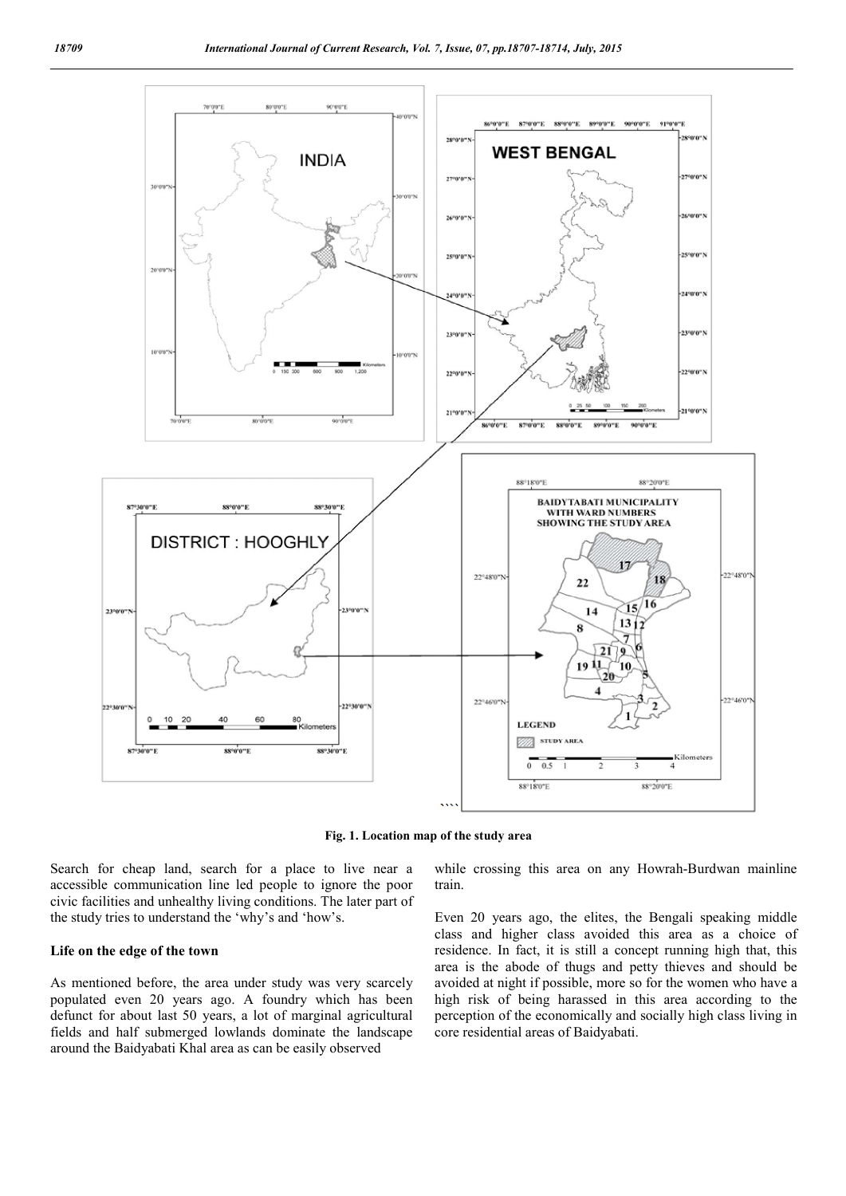Fig. 1. Location map of the study area

Search for cheap land, search for a place to live near a accessible communication line led people to ignore the poor civic facilities and unhealthy living conditions. The later part of the study tries to understand the 'why's and 'how's.

## Life on the edge of the town

As mentioned before, the area under study was very scarcely populated even 20 years ago. A foundry which has been defunct for about last 50 years, a lot of marginal agricultural fields and half submerged lowlands dominate the landscape around the Baidyabati Khal area as can be easily observed while crossing this area on any Howrah-Burdwan mainline train.

Even 20 years ago, the elites, the Bengali speaking middle class and higher class avoided this area as a choice of residence. In fact, it is still a concept running high that, this area is the abode of thugs and petty thieves and should be avoided at night if possible, more so for the women who have a high risk of being harassed in this area according to the perception of the economically and socially high class living in core residential areas of Baidyabati.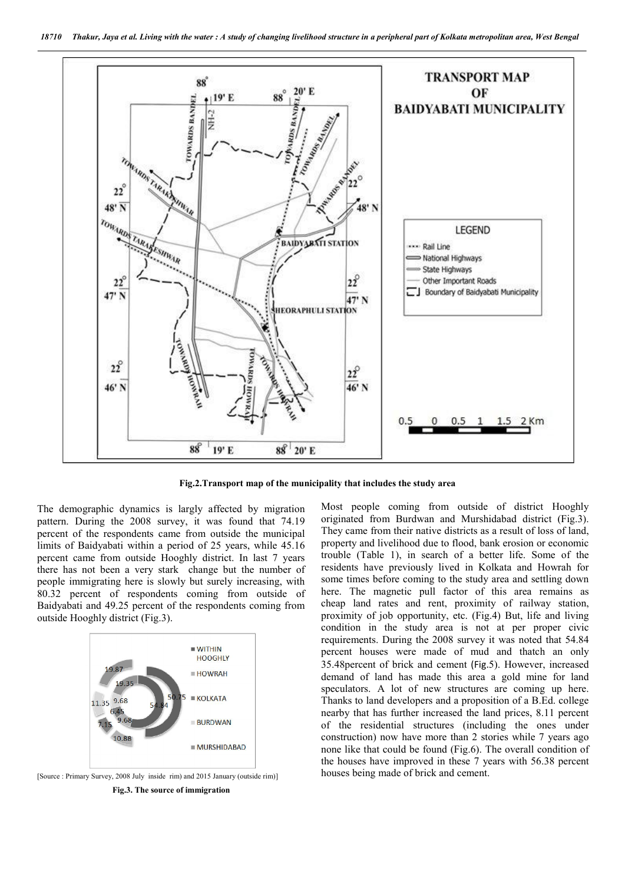Fig.2.Transport map of the municipality that includes the study area

The demographic dynamics is largly affected by migration pattern. During the 2008 survey, it was found that 74.19 percent of the respondents came from outside the municipal limits of Baidyabati within a period of 25 years, while 45.16 percent came from outside Hooghly district. In last 7 years there has not been a very stark change but the number of people immigrating here is slowly but surely increasing, with 80.32 percent of respondents coming from outside of Baidyabati and 49.25 percent of the respondents coming from outside Hooghly district (Fig.3).

[Source : Primary Survey, 2008 July inside rim) and 2015 January (outside rim)]

Fig.3. The source of immigration

Most people coming from outside of district Hooghly originated from Burdwan and Murshidabad district (Fig.3). They came from their native districts as a result of loss of land, property and livelihood due to flood, bank erosion or economic trouble (Table 1), in search of a better life. Some of the residents have previously lived in Kolkata and Howrah for some times before coming to the study area and settling down here. The magnetic pull factor of this area remains as cheap land rates and rent, proximity of railway station, proximity of job opportunity, etc. (Fig.4) But, life and living condition in the study area is not at per proper civic requirements. During the 2008 survey it was noted that 54.84 percent houses were made of mud and thatch an only 35.48percent of brick and cement (Fig.5). However, increased demand of land has made this area a gold mine for land speculators. A lot of new structures are coming up here. Thanks to land developers and a proposition of a B.Ed. college nearby that has further increased the land prices, 8.11 percent of the residential structures (including the ones under construction) now have more than 2 stories while 7 years ago none like that could be found (Fig.6). The overall condition of the houses have improved in these 7 years with 56.38 percent houses being made of brick and cement.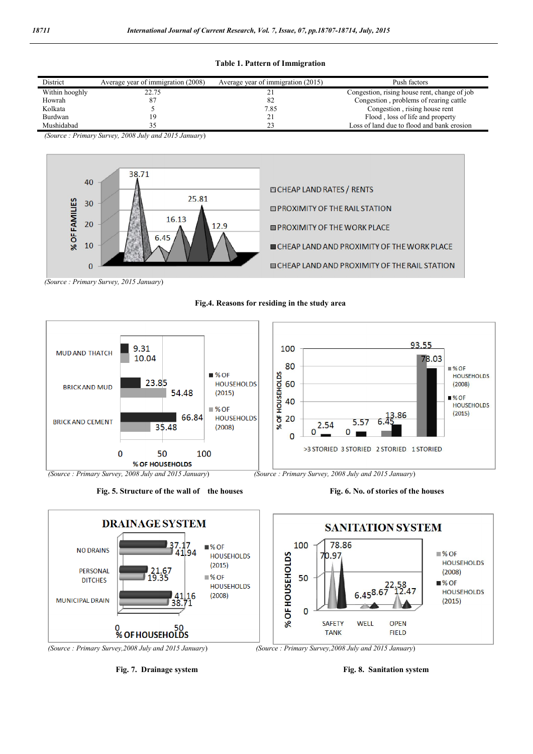**Table 1. Pattern of Immigration**

| District | Average year of immigration (2008) | Average year of immigration (2015) | Push factors |
|---|---|---|---|
| Within hooghly | 22.75 | 21 | Congestion, rising house rent, change of job |
| Howrah | 87 | 82 | Congestion , problems of rearing cattle |
| Kolkata | 5 | 7.85 | Congestion , rising house rent |
| Burdwan | 19 | 21 | Flood , loss of life and property |
| Mushidabad | 35 | 23 | Loss of land due to flood and bank erosion |

*(Source : Primary Survey, 2008 July and 2015 January)*

*(Source : Primary Survey, 2015 January)*

**Fig.4. Reasons for residing in the study area**

*(Source : Primary Survey, 2008 July and 2015 January)*

**Fig. 5. Structure of the wall of the houses**

*(Source : Primary Survey, 2008 July and 2015 January)*

**Fig. 6. No. of stories of the houses**

*(Source : Primary Survey,2008 July and 2015 January)*

**Fig. 7. Drainage system**

*(Source : Primary Survey,2008 July and 2015 January)*

**Fig. 8. Sanitation system**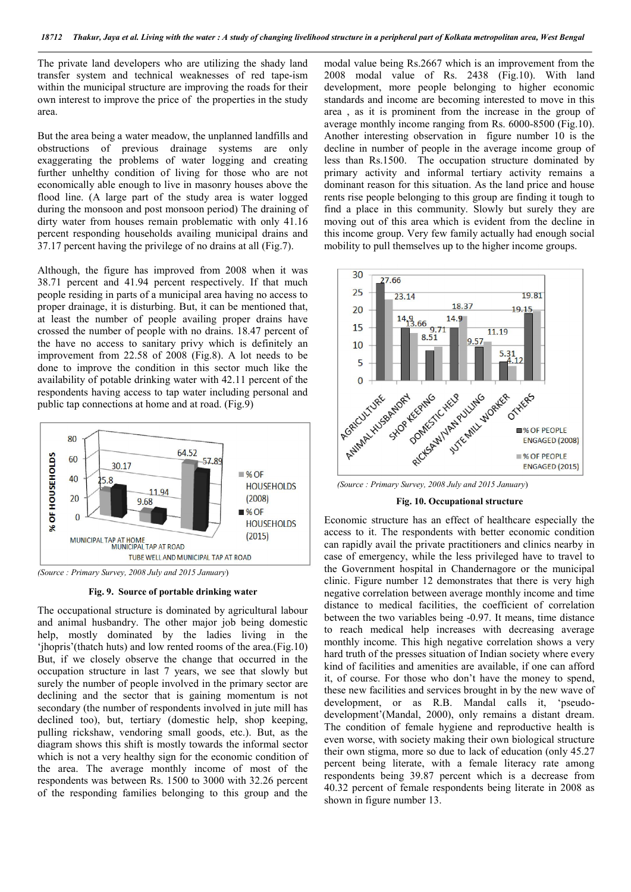The private land developers who are utilizing the shady land transfer system and technical weaknesses of red tape-ism within the municipal structure are improving the roads for their own interest to improve the price of the properties in the study area.

But the area being a water meadow, the unplanned landfills and obstructions of previous drainage systems are only exaggerating the problems of water logging and creating further unhealthy condition of living for those who are not economically able enough to live in masonry houses above the flood line. (A large part of the study area is water logged during the monsoon and post monsoon period) The draining of dirty water from houses remain problematic with only 41.16 percent responding households availing municipal drains and 37.17 percent having the privilege of no drains at all (Fig.7).

Although, the figure has improved from 2008 when it was 38.71 percent and 41.94 percent respectively. If that much people residing in parts of a municipal area having no access to proper drainage, it is disturbing. But, it can be mentioned that, at least the number of people availing proper drains have crossed the number of people with no drains. 18.47 percent of the have no access to sanitary privy which is definitely an improvement from 22.58 of 2008 (Fig.8). A lot needs to be done to improve the condition in this sector much like the availability of potable drinking water with 42.11 percent of the respondents having access to tap water including personal and public tap connections at home and at road. (Fig.9)

(Source : Primary Survey, 2008 July and 2015 January)

**Fig. 9. Source of portable drinking water**

The occupational structure is dominated by agricultural labour and animal husbandry. The other major job being domestic help, mostly dominated by the ladies living in the 'jhopris'(thatch huts) and low rented rooms of the area.(Fig.10) But, if we closely observe the change that occurred in the occupation structure in last 7 years, we see that slowly but surely the number of people involved in the primary sector are declining and the sector that is gaining momentum is not secondary (the number of respondents involved in jute mill has declined too), but, tertiary (domestic help, shop keeping, pulling rickshaw, vendoring small goods, etc.). But, as the diagram shows this shift is mostly towards the informal sector which is not a very healthy sign for the economic condition of the area. The average monthly income of most of the respondents was between Rs. 1500 to 3000 with 32.26 percent of the responding families belonging to this group and the modal value being Rs.2667 which is an improvement from the 2008 modal value of Rs. 2438 (Fig.10). With land development, more people belonging to higher economic standards and income are becoming interested to move in this area , as it is prominent from the increase in the group of average monthly income ranging from Rs. 6000-8500 (Fig.10). Another interesting observation in figure number 10 is the decline in number of people in the average income group of less than Rs.1500. The occupation structure dominated by primary activity and informal tertiary activity remains a dominant reason for this situation. As the land price and house rents rise people belonging to this group are finding it tough to find a place in this community. Slowly but surely they are moving out of this area which is evident from the decline in this income group. Very few family actually had enough social mobility to pull themselves up to the higher income groups.

(Source : Primary Survey, 2008 July and 2015 January)

**Fig. 10. Occupational structure**

Economic structure has an effect of healthcare especially the access to it. The respondents with better economic condition can rapidly avail the private practitioners and clinics nearby in case of emergency, while the less privileged have to travel to the Government hospital in Chandernagore or the municipal clinic. Figure number 12 demonstrates that there is very high negative correlation between average monthly income and time distance to medical facilities, the coefficient of correlation between the two variables being -0.97. It means, time distance to reach medical help increases with decreasing average monthly income. This high negative correlation shows a very hard truth of the presses situation of Indian society where every kind of facilities and amenities are available, if one can afford it, of course. For those who don't have the money to spend, these new facilities and services brought in by the new wave of development, or as R.B. Mandal calls it, 'pseudo-development'(Mandal, 2000), only remains a distant dream. The condition of female hygiene and reproductive health is even worse, with society making their own biological structure their own stigma, more so due to lack of education (only 45.27 percent being literate, with a female literacy rate among respondents being 39.87 percent which is a decrease from 40.32 percent of female respondents being literate in 2008 as shown in figure number 13.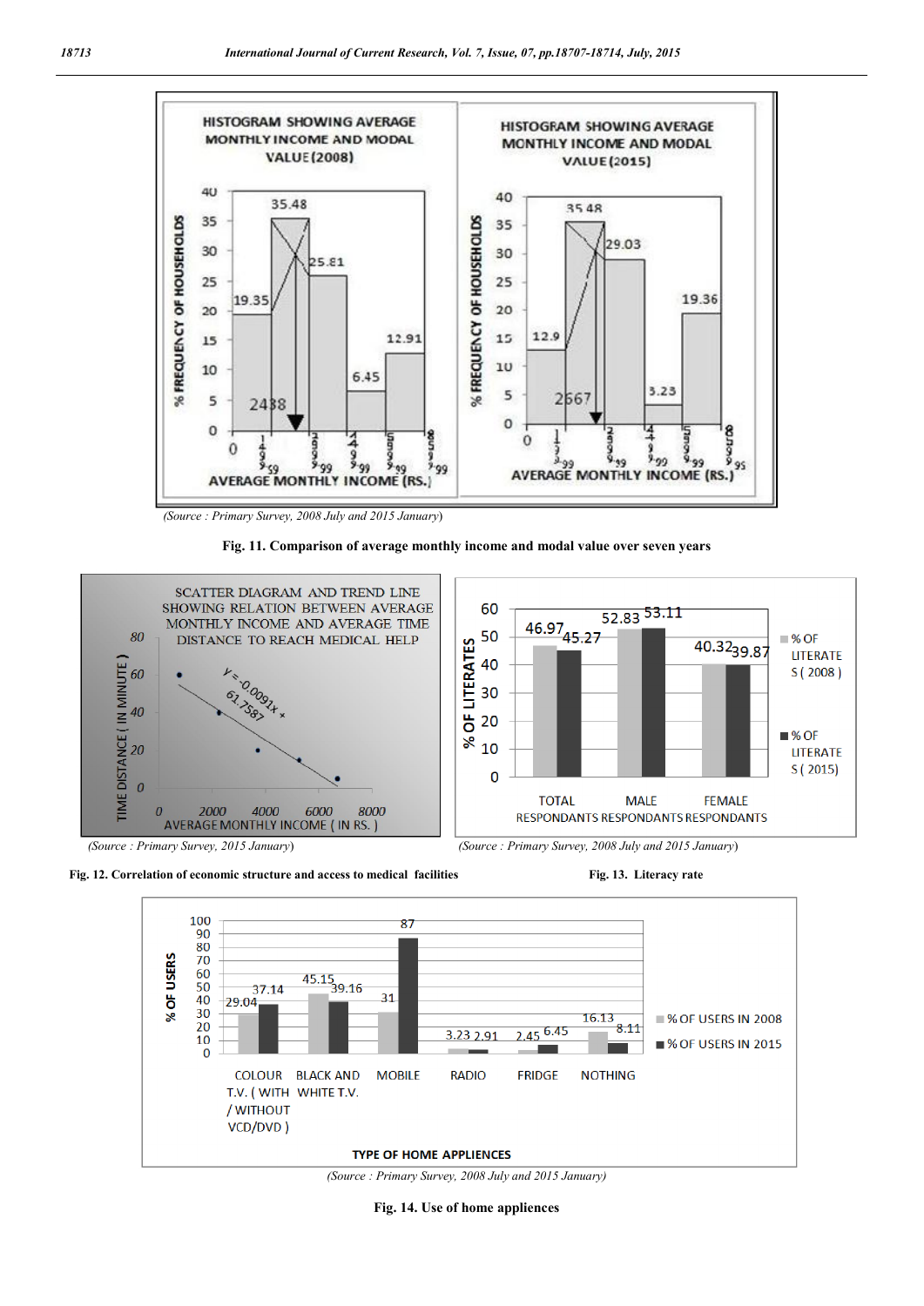(Source : Primary Survey, 2008 July and 2015 January)

**Fig. 11. Comparison of average monthly income and modal value over seven years**

(Source : Primary Survey, 2015 January)

**Fig. 12. Correlation of economic structure and access to medical facilities**

(Source : Primary Survey, 2008 July and 2015 January)

**Fig. 13. Literacy rate**

(Source : Primary Survey, 2008 July and 2015 January)

**Fig. 14. Use of home appliences**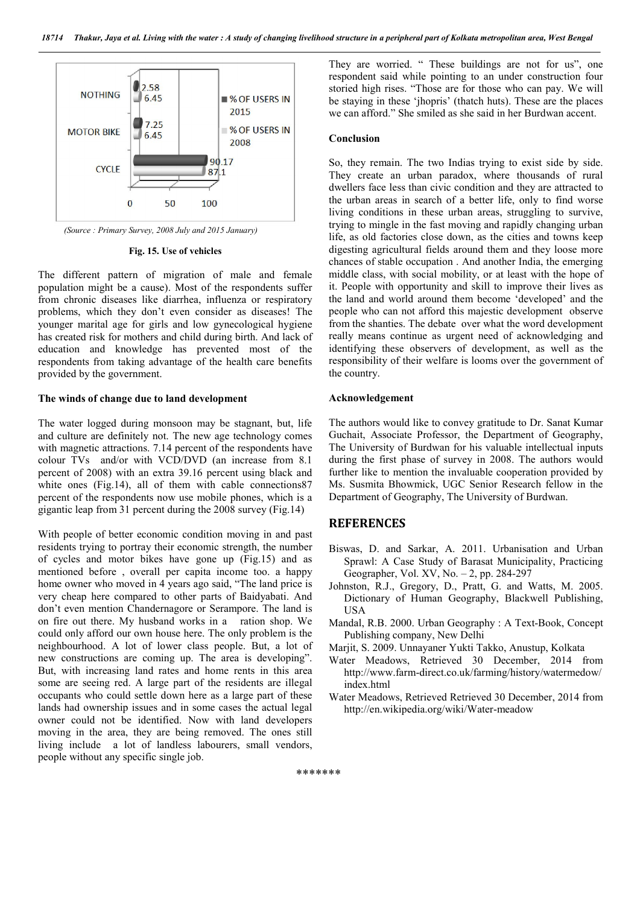NOTHING
2.58
6.45

MOTOR BIKE
7.25
6.45

CYCLE
90.17
87.1

0 50 100

% OF USERS IN 2015
% OF USERS IN 2008

*(Source : Primary Survey, 2008 July and 2015 January)*

**Fig. 15. Use of vehicles**

The different pattern of migration of male and female population might be a cause). Most of the respondents suffer from chronic diseases like diarrhea, influenza or respiratory problems, which they don't even consider as diseases! The younger marital age for girls and low gynecological hygiene has created risk for mothers and child during birth. And lack of education and knowledge has prevented most of the respondents from taking advantage of the health care benefits provided by the government.

### The winds of change due to land development

The water logged during monsoon may be stagnant, but, life and culture are definitely not. The new age technology comes with magnetic attractions. 7.14 percent of the respondents have colour TVs and/or with VCD/DVD (an increase from 8.1 percent of 2008) with an extra 39.16 percent using black and white ones (Fig.14), all of them with cable connections87 percent of the respondents now use mobile phones, which is a gigantic leap from 31 percent during the 2008 survey (Fig.14)

With people of better economic condition moving in and past residents trying to portray their economic strength, the number of cycles and motor bikes have gone up (Fig.15) and as mentioned before , overall per capita income too. a happy home owner who moved in 4 years ago said, "The land price is very cheap here compared to other parts of Baidyabati. And don't even mention Chandernagore or Serampore. The land is on fire out there. My husband works in a ration shop. We could only afford our own house here. The only problem is the neighbourhood. A lot of lower class people. But, a lot of new constructions are coming up. The area is developing". But, with increasing land rates and home rents in this area some are seeing red. A large part of the residents are illegal occupants who could settle down here as a large part of these lands had ownership issues and in some cases the actual legal owner could not be identified. Now with land developers moving in the area, they are being removed. The ones still living include a lot of landless labourers, small vendors, people without any specific single job. They are worried. " These buildings are not for us", one respondent said while pointing to an under construction four storied high rises. "Those are for those who can pay. We will be staying in these 'jhopris' (thatch huts). These are the places we can afford." She smiled as she said in her Burdwan accent.

### Conclusion

So, they remain. The two Indias trying to exist side by side. They create an urban paradox, where thousands of rural dwellers face less than civic condition and they are attracted to the urban areas in search of a better life, only to find worse living conditions in these urban areas, struggling to survive, trying to mingle in the fast moving and rapidly changing urban life, as old factories close down, as the cities and towns keep digesting agricultural fields around them and they loose more chances of stable occupation . And another India, the emerging middle class, with social mobility, or at least with the hope of it. People with opportunity and skill to improve their lives as the land and world around them become 'developed' and the people who can not afford this majestic development observe from the shanties. The debate over what the word development really means continue as urgent need of acknowledging and identifying these observers of development, as well as the responsibility of their welfare is looms over the government of the country.

### Acknowledgement

The authors would like to convey gratitude to Dr. Sanat Kumar Guchait, Associate Professor, the Department of Geography, The University of Burdwan for his valuable intellectual inputs during the first phase of survey in 2008. The authors would further like to mention the invaluable cooperation provided by Ms. Susmita Bhowmick, UGC Senior Research fellow in the Department of Geography, The University of Burdwan.

## REFERENCES

Biswas, D. and Sarkar, A. 2011. Urbanisation and Urban Sprawl: A Case Study of Barasat Municipality, Practicing Geographer, Vol. XV, No. – 2, pp. 284-297

Johnston, R.J., Gregory, D., Pratt, G. and Watts, M. 2005. Dictionary of Human Geography, Blackwell Publishing, USA

Mandal, R.B. 2000. Urban Geography : A Text-Book, Concept Publishing company, New Delhi

Marjit, S. 2009. Unnayaner Yukti Takko, Anustup, Kolkata

Water Meadows, Retrieved 30 December, 2014 from http://www.farm-direct.co.uk/farming/history/watermedow/index.html

Water Meadows, Retrieved Retrieved 30 December, 2014 from http://en.wikipedia.org/wiki/Water-meadow

*******